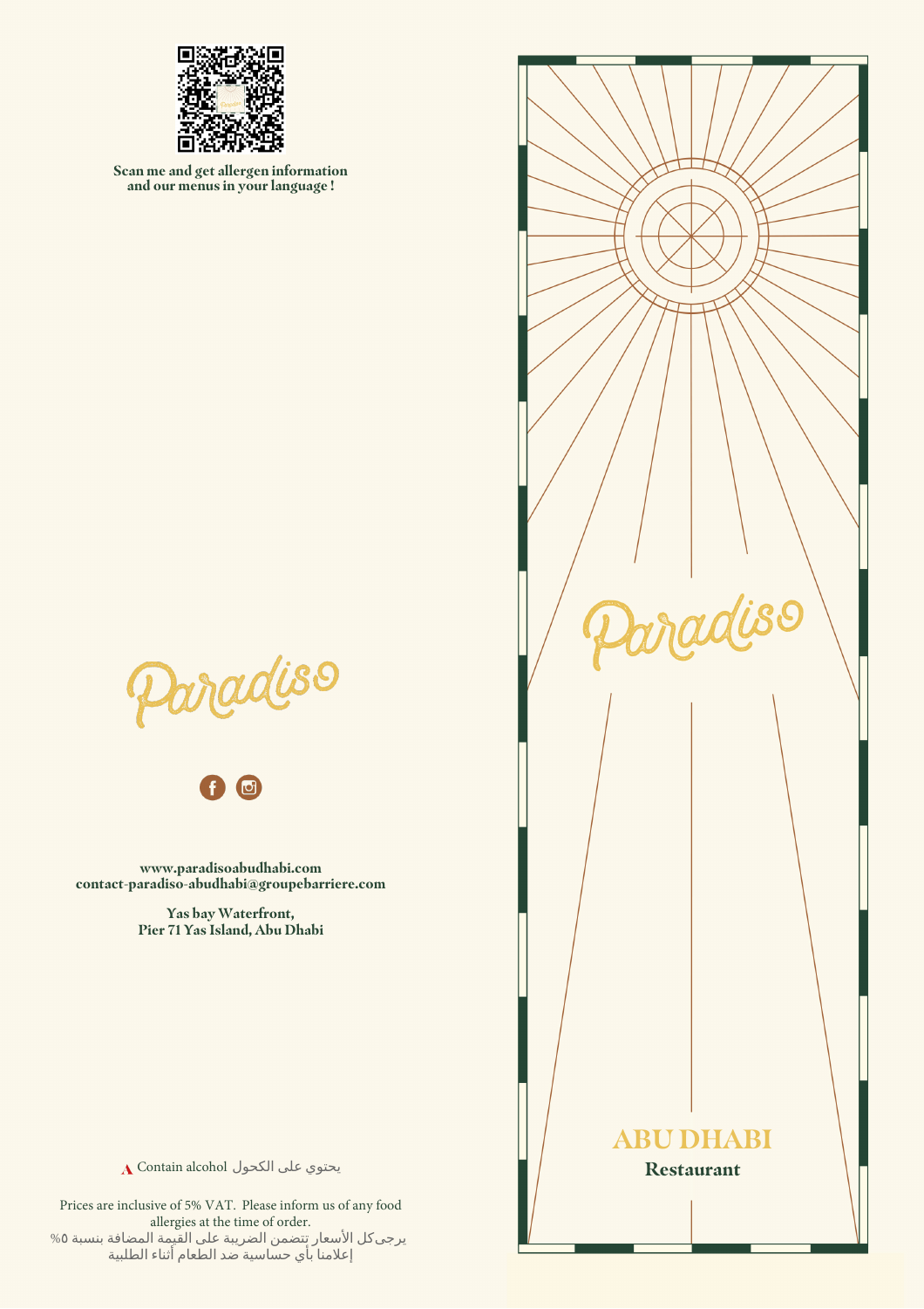Scan me and get allergen information and our menus in your language !

Paradiso

www.paradisoabudhabi.com
contact-paradiso-abudhabi@groupebarriere.com

Yas bay Waterfront,
Pier 71 Yas Island, Abu Dhabi

Contain alcohol يحتوي على الكحول

Prices are inclusive of 5% VAT. Please inform us of any food allergies at the time of order.
يرجى كل الأسعار تتضمن الضريبة على القيمة المضافة بنسبة ٥%
إعلامنا بأي حساسية ضد الطعام أثناء الطلبية

Paradiso

# ABU DHABI

## Restaurant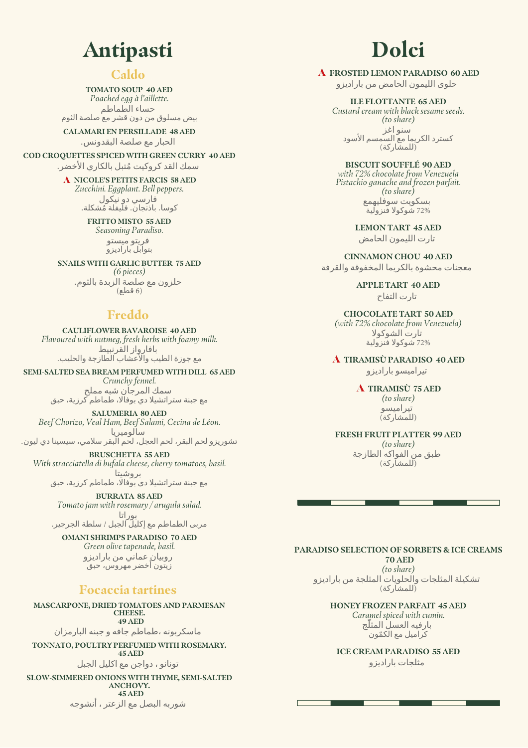# Antipasti

## Caldo

**TOMATO SOUP 40 AED**
*Poached egg à l'aillette.*
حساء الطماطم
بيض مسلوق من دون قشر مع صلصة الثوم

**CALAMARI EN PERSILLADE 48 AED**
الحبار مع صلصة البقدونس.

**COD CROQUETTES SPICED WITH GREEN CURRY 40 AED**
سمك القد كروكيت مُتبل بالكاري الأخضر.

**A NICOLE'S PETITS FARCIS 58 AED**
*Zucchini. Eggplant. Bell peppers.*
فارسي دو نيكول
كوسا. باذنجان. فليفلة مُشكلة.

**FRITTO MISTO 55 AED**
*Seasoning Paradiso.*
فريتو ميستو
بتوابل بارادیزو

**SNAILS WITH GARLIC BUTTER 75 AED**
*(6 pieces)*
حلزون مع صلصة الزبدة بالثوم.
(6 قطع)

## Freddo

**CAULIFLOWER BAVAROISE 40 AED**
*Flavoured with nutmeg, fresh herbs with foamy milk.*
بافارواز القرنبيط
مع جوزة الطيب والأعشاب الطازجة والحليب.

**SEMI-SALTED SEA BREAM PERFUMED WITH DILL 65 AED**
*Crunchy fennel.*
سمك المرجان شبه مملح
مع جبنة ستراتشيلا دي بوفالا، طماطم كرزية، حبق

**SALUMERIA 80 AED**
*Beef Chorizo, Veal Ham, Beef Salami, Cecina de Léon.*
سالوميريا
تشوريزو لحم البقر، لحم العجل، لحم البقر سلامي، سيسينا دي ليون.

**BRUSCHETTA 55 AED**
*With stracciatella di bufala cheese, cherry tomatoes, basil.*
بروشيتا
مع جبنة ستراتشيلا دي بوفالا، طماطم كرزية، حبق

**BURRATA 85 AED**
*Tomato jam with rosemary / arugula salad.*
بوراتا
مربى الطماطم مع إكليل الجبل / سلطة الجرجير.

**OMANI SHRIMPS PARADISO 70 AED**
*Green olive tapenade, basil.*
روبيان عماني من بارادیزو
زيتون أخضر مهروس، حبق

## Focaccia tartines

**MASCARPONE, DRIED TOMATOES AND PARMESAN CHEESE.**
**49 AED**
ماسكربونه ،طماطم جافه و جبنه البارمزان

**TONNATO, POULTRY PERFUMED WITH ROSEMARY.**
**45 AED**
تونانو ، دواجن مع اكليل الجبل

**SLOW-SIMMERED ONIONS WITH THYME, SEMI-SALTED ANCHOVY.**
**45 AED**
شوربه البصل مع الزعتر ، أنشوجه

# Dolci

**A FROSTED LEMON PARADISO 60 AED**
حلوى الليمون الحامض من بارادیزو

**ILE FLOTTANTE 65 AED**
*Custard cream with black sesame seeds.*
*(to share)*
سنو اغز
كسترد الكريما مع السمسم الأسود
(للمشاركة)

**BISCUIT SOUFFLÉ 90 AED**
*with 72% chocolate from Venezuela*
*Pistachio ganache and frozen parfait.*
*(to share)*
بسكويت سوفليهمع
72% شوكولا فنزولية

**LEMON TART 45 AED**
تارت الليمون الحامض

**CINNAMON CHOU 40 AED**
معجنات محشوة بالكريما المخفوقة والقرفة

**APPLE TART 40 AED**
تارت التفاح

**CHOCOLATE TART 50 AED**
*(with 72% chocolate from Venezuela)*
تارت الشوكولا
72% شوكولا فنزولية

**A TIRAMISÙ PARADISO 40 AED**
تيراميسو بارادیزو

**A TIRAMISÙ 75 AED**
*(to share)*
تيراميسو
(للمشاركة)

**FRESH FRUIT PLATTER 99 AED**
*(to share)*
طبق من الفواكه الطازجة
(للمشاركة)

**PARADISO SELECTION OF SORBETS & ICE CREAMS**
**70 AED**
*(to share)*
تشكيلة المثلجات والحلويات المثلجة من بارادیزو
(للمشاركة)

**HONEY FROZEN PARFAIT 45 AED**
*Caramel spiced with cumin.*
بارفيه العسل المثلّج
كراميل مع الكمّون

**ICE CREAM PARADISO 55 AED**
مثلجات بارادیزو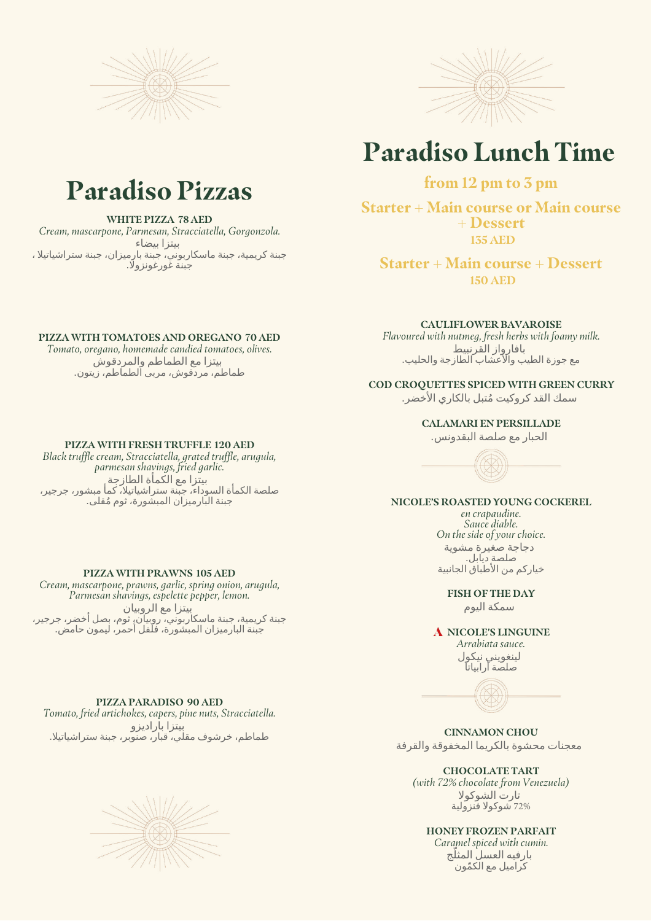# Paradiso Pizzas

**WHITE PIZZA 78 AED**
*Cream, mascarpone, Parmesan, Stracciatella, Gorgonzola.*
بيتزا بيضاء
جبنة كريمية، جبنة ماسكاربوني، جبنة بارميزان، جبنة ستراشياتيلا ، جبنة غورغونزولا.

**PIZZA WITH TOMATOES AND OREGANO 70 AED**
*Tomato, oregano, homemade candied tomatoes, olives.*
بيتزا مع الطماطم والمردقوش
طماطم، مردقوش، مربى الطماطم، زيتون.

**PIZZA WITH FRESH TRUFFLE 120 AED**
*Black truffle cream, Stracciatella, grated truffle, arugula, parmesan shavings, fried garlic.*
بيتزا مع الكمأة الطازجة
صلصة الكمأة السوداء، جبنة ستراشياتيلا، كمأ مبشور، جرجير، جبنة البارميزان المبشورة، ثوم مُقلى.

**PIZZA WITH PRAWNS 105 AED**
*Cream, mascarpone, prawns, garlic, spring onion, arugula, Parmesan shavings, espelette pepper, lemon.*
بيتزا مع الروبيان
جبنة كريمية، جبنة ماسكاربوني، روبيان، ثوم، بصل أخضر، جرجير، جبنة البارميزان المبشورة، فلفل أحمر، ليمون حامض.

**PIZZA PARADISO 90 AED**
*Tomato, fried artichokes, capers, pine nuts, Stracciatella.*
بيتزا باراديزو
طماطم، خرشوف مقلي، قبار، صنوبر، جبنة ستراشياتيلا.

# Paradiso Lunch Time

## from 12 pm to 3 pm

**Starter + Main course or Main course + Dessert**
**135 AED**

**Starter + Main course + Dessert**
**150 AED**

**CAULIFLOWER BAVAROISE**
*Flavoured with nutmeg, fresh herbs with foamy milk.*
بافارواز القرنبيط
مع جوزة الطيب والأعشاب الطازجة والحليب.

**COD CROQUETTES SPICED WITH GREEN CURRY**
سمك القد كروكيت مُتبل بالكاري الأخضر.

**CALAMARI EN PERSILLADE**
الحبار مع صلصة البقدونس.

**NICOLE'S ROASTED YOUNG COCKEREL**
*en crapaudine.*
*Sauce diable.*
*On the side of your choice.*
دجاجة صغيرة مشوية
صلصة ديابل.
خياركم من الأطباق الجانبية

**FISH OF THE DAY**
سمكة اليوم

**A NICOLE'S LINGUINE**
*Arrabiata sauce.*
لينغويني نيكول
صلصة أرابياتا

**CINNAMON CHOU**
معجنات محشوة بالكريما المخفوقة والقرفة

**CHOCOLATE TART**
*(with 72% chocolate from Venezuela)*
تارت الشوكولا
72% شوكولا فنزولية

**HONEY FROZEN PARFAIT**
*Caramel spiced with cumin.*
بارفيه العسل المثلّج
كراميل مع الكمّون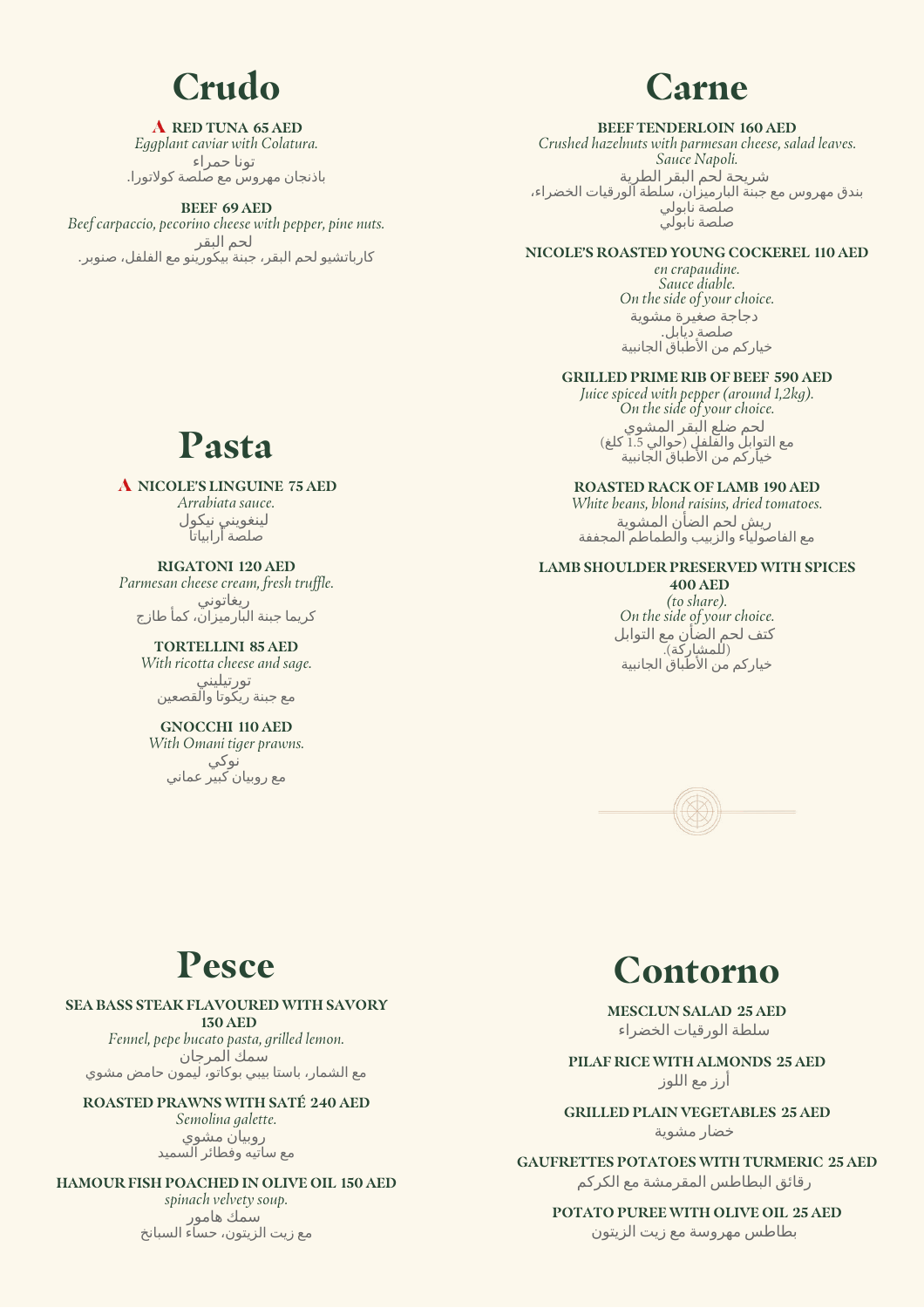# Crudo

**A RED TUNA 65 AED**
*Eggplant caviar with Colatura.*
تونا حمراء
باذنجان مهروس مع صلصة كولاتورا.

**BEEF 69 AED**
*Beef carpaccio, pecorino cheese with pepper, pine nuts.*
لحم البقر
كارباتشيو لحم البقر، جبنة بيكورينو مع الفلفل، صنوبر.

# Pasta

**A NICOLE'S LINGUINE 75 AED**
*Arrabiata sauce.*
لينغويني نيكول
صلصة أرابياتا

**RIGATONI 120 AED**
*Parmesan cheese cream, fresh truffle.*
ريغاتوني
كريما جبنة البارميزان، كمأ طازج

**TORTELLINI 85 AED**
*With ricotta cheese and sage.*
تورتيليني
مع جبنة ريكوتا والقصعين

**GNOCCHI 110 AED**
*With Omani tiger prawns.*
نوكي
مع روبيان كبير عماني

# Carne

**BEEF TENDERLOIN 160 AED**
*Crushed hazelnuts with parmesan cheese, salad leaves.*
*Sauce Napoli.*
شريحة لحم البقر الطرية
بندق مهروس مع جبنة البارميزان، سلطة الورقيات الخضراء،
صلصة نابولي
صلصة نابولي

**NICOLE'S ROASTED YOUNG COCKEREL 110 AED**
*en crapaudine.*
*Sauce diable.*
*On the side of your choice.*
دجاجة صغيرة مشوية
صلصة ديابل.
خياركم من الأطباق الجانبية

**GRILLED PRIME RIB OF BEEF 590 AED**
*Juice spiced with pepper (around 1,2kg).*
*On the side of your choice.*
لحم ضلع البقر المشوي
مع التوابل والفلفل (حوالي 1.5 كلغ)
خياركم من الأطباق الجانبية

**ROASTED RACK OF LAMB 190 AED**
*White beans, blond raisins, dried tomatoes.*
ريش لحم الضأن المشوية
مع الفاصولياء والزبيب والطماطم المجففة

**LAMB SHOULDER PRESERVED WITH SPICES 400 AED**
*(to share).*
*On the side of your choice.*
كتف لحم الضأن مع التوابل
(للمشاركة).
خياركم من الأطباق الجانبية

# Pesce

**SEA BASS STEAK FLAVOURED WITH SAVORY 130 AED**
*Fennel, pepe bucato pasta, grilled lemon.*
سمك المرجان
مع الشمار، باستا بيبي بوكاتو، ليمون حامض مشوي

**ROASTED PRAWNS WITH SATÉ 240 AED**
*Semolina galette.*
روبيان مشوي
مع ساتيه وفطائر السميد

**HAMOUR FISH POACHED IN OLIVE OIL 150 AED**
*spinach velvety soup.*
سمك هامور
مع زيت الزيتون، حساء السبانخ

# Contorno

**MESCLUN SALAD 25 AED**
سلطة الورقيات الخضراء

**PILAF RICE WITH ALMONDS 25 AED**
أرز مع اللوز

**GRILLED PLAIN VEGETABLES 25 AED**
خضار مشوية

**GAUFRETTES POTATOES WITH TURMERIC 25 AED**
رقائق البطاطس المقرمشة مع الكركم

**POTATO PUREE WITH OLIVE OIL 25 AED**
بطاطس مهروسة مع زيت الزيتون